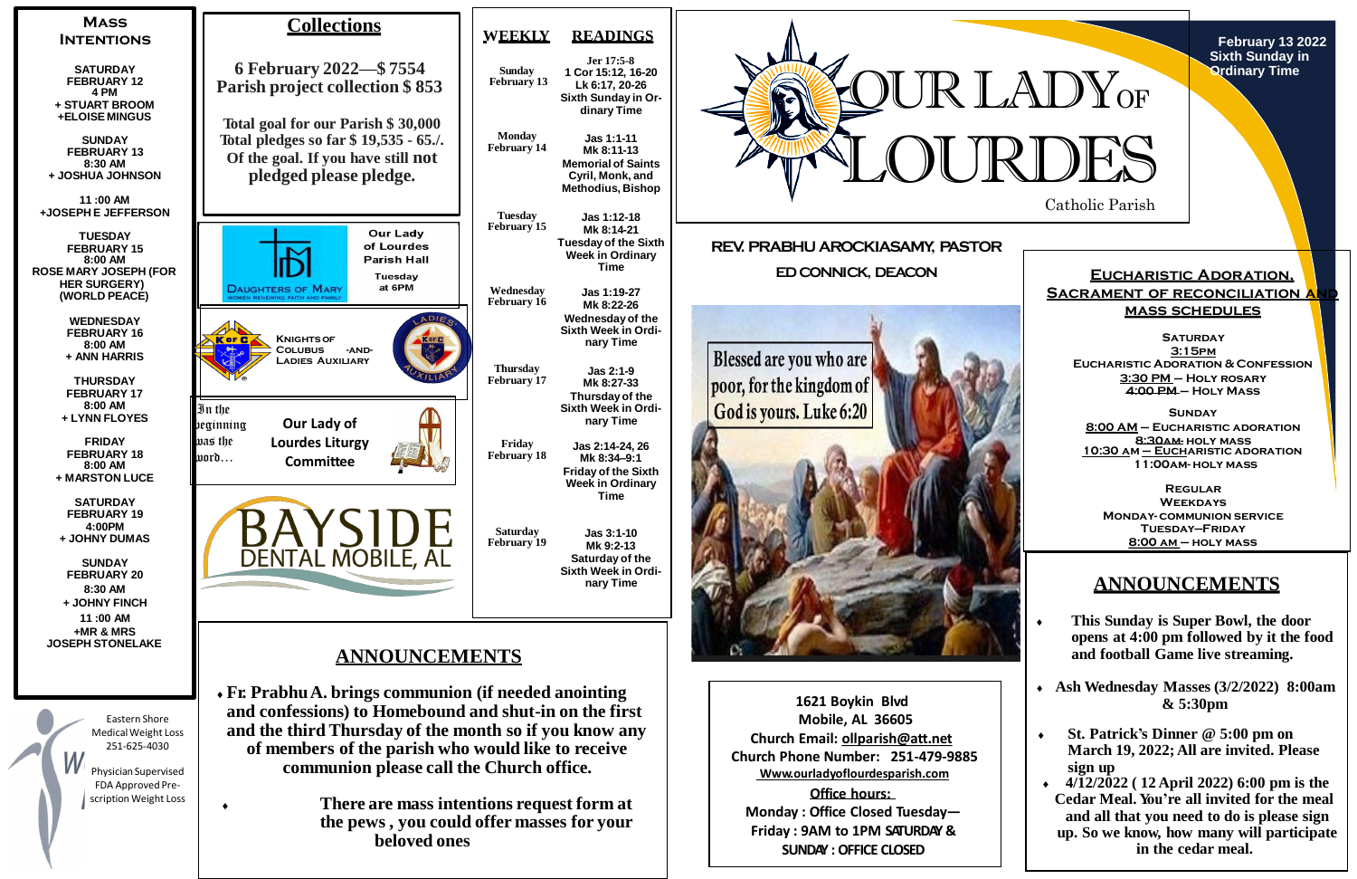# OUR LADY OF LOURDES

Catholic Parish

February 13 2022
Sixth Sunday in Ordinary Time

**REV. PRABHU AROCKIASAMY, PASTOR**

**ED CONNICK, DEACON**

Blessed are you who are poor, for the kingdom of God is yours. Luke 6:20

## Mass Intentions

**SATURDAY FEBRUARY 12**
**4 PM**
**+ STUART BROOM**
**+ELOISE MINGUS**

**SUNDAY FEBRUARY 13**
**8:30 AM**
**+ JOSHUA JOHNSON**

**11 :00 AM**
**+JOSEPH E JEFFERSON**

**TUESDAY FEBRUARY 15**
**8:00 AM**
**ROSE MARY JOSEPH (FOR HER SURGERY) (WORLD PEACE)**

**WEDNESDAY FEBRUARY 16**
**8:00 AM**
**+ ANN HARRIS**

**THURSDAY FEBRUARY 17**
**8:00 AM**
**+ LYNN FLOYES**

**FRIDAY FEBRUARY 18**
**8:00 AM**
**+ MARSTON LUCE**

**SATURDAY FEBRUARY 19**
**4:00PM**
**+ JOHNY DUMAS**

**SUNDAY FEBRUARY 20**
**8:30 AM**
**+ JOHNY FINCH**
**11 :00 AM**
**+MR & MRS JOSEPH STONELAKE**

Eastern Shore Medical Weight Loss
251-625-4030
Physician Supervised FDA Approved Prescription Weight Loss

## Collections

**6 February 2022—$ 7554**
**Parish project collection $ 853**

**Total goal for our Parish $ 30,000**
**Total pledges so far $ 19,535 - 65./. Of the goal. If you have still not pledged please pledge.**

Daughters of Mary — Women Renewing Faith and Family
Our Lady of Lourdes Parish Hall
Tuesday at 6PM

Knights of Colubus -and- Ladies Auxiliary

In the beginning was the word…
Our Lady of Lourdes Liturgy Committee

BAYSIDE DENTAL MOBILE, AL

## WEEKLY READINGS

| Day | Readings |
|---|---|
| Sunday February 13 | Jer 17:5-8, 1 Cor 15:12, 16-20, Lk 6:17, 20-26, Sixth Sunday in Ordinary Time |
| Monday February 14 | Jas 1:1-11, Mk 8:11-13, Memorial of Saints Cyril, Monk, and Methodius, Bishop |
| Tuesday February 15 | Jas 1:12-18, Mk 8:14-21, Tuesday of the Sixth Week in Ordinary Time |
| Wednesday February 16 | Jas 1:19-27, Mk 8:22-26, Wednesday of the Sixth Week in Ordinary Time |
| Thursday February 17 | Jas 2:1-9, Mk 8:27-33, Thursday of the Sixth Week in Ordinary Time |
| Friday February 18 | Jas 2:14-24, 26, Mk 8:34–9:1, Friday of the Sixth Week in Ordinary Time |
| Saturday February 19 | Jas 3:1-10, Mk 9:2-13, Saturday of the Sixth Week in Ordinary Time |

## ANNOUNCEMENTS

- **Fr. Prabhu A. brings communion (if needed anointing and confessions) to Homebound and shut-in on the first and the third Thursday of the month so if you know any of members of the parish who would like to receive communion please call the Church office.**
- **There are mass intentions request form at the pews , you could offer masses for your beloved ones**

1621 Boykin Blvd
Mobile, AL 36605
Church Email: ollparish@att.net
Church Phone Number: 251-479-9885
Www.ourladyoflourdesparish.com
Office hours:
Monday : Office Closed Tuesday—Friday : 9AM to 1PM SATURDAY & SUNDAY : OFFICE CLOSED

## Eucharistic Adoration, Sacrament of Reconciliation and Mass Schedules

**SATURDAY**
3:15PM
EUCHARISTIC ADORATION & CONFESSION
3:30 PM – HOLY ROSARY
4:00 PM – HOLY MASS

**SUNDAY**
8:00 AM – EUCHARISTIC ADORATION
8:30AM- HOLY MASS
10:30 AM – EUCHARISTIC ADORATION
11:00AM- HOLY MASS

**REGULAR WEEKDAYS**
MONDAY- COMMUNION SERVICE
TUESDAY–FRIDAY
8:00 AM – HOLY MASS

## ANNOUNCEMENTS

- **This Sunday is Super Bowl, the door opens at 4:00 pm followed by it the food and football Game live streaming.**
- **Ash Wednesday Masses (3/2/2022) 8:00am & 5:30pm**
- **St. Patrick's Dinner @ 5:00 pm on March 19, 2022; All are invited. Please sign up**
- **4/12/2022 ( 12 April 2022) 6:00 pm is the Cedar Meal. You're all invited for the meal and all that you need to do is please sign up. So we know, how many will participate in the cedar meal.**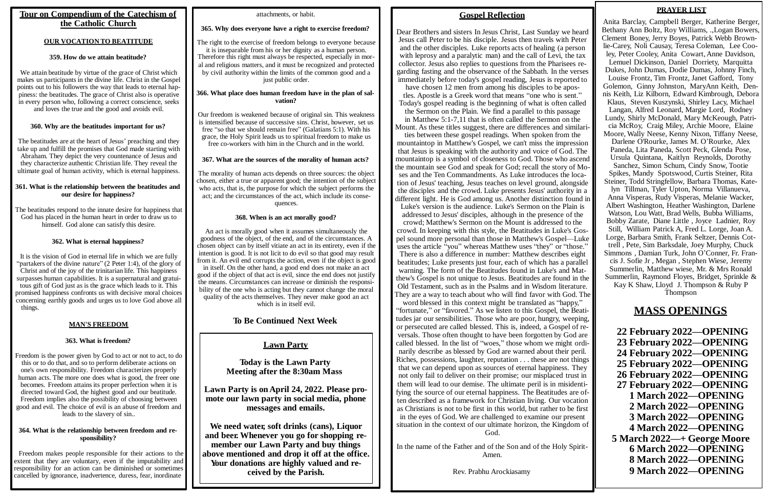## Tour on Compendium of the Catechism of the Catholic Church

### OUR VOCATION TO BEATITUDE

**359. How do we attain beatitude?**

We attain beatitude by virtue of the grace of Christ which makes us participants in the divine life. Christ in the Gospel points out to his followers the way that leads to eternal happiness: the beatitudes. The grace of Christ also is operative in every person who, following a correct conscience, seeks and loves the true and the good and avoids evil.

**360. Why are the beatitudes important for us?**

The beatitudes are at the heart of Jesus' preaching and they take up and fulfill the promises that God made starting with Abraham. They depict the very countenance of Jesus and they characterize authentic Christian life. They reveal the ultimate goal of human activity, which is eternal happiness.

**361. What is the relationship between the beatitudes and our desire for happiness?**

The beatitudes respond to the innate desire for happiness that God has placed in the human heart in order to draw us to himself. God alone can satisfy this desire.

**362. What is eternal happiness?**

It is the vision of God in eternal life in which we are fully "partakers of the divine nature" (2 Peter 1:4), of the glory of Christ and of the joy of the trinitarian life. This happiness surpasses human capabilities. It is a supernatural and gratuitous gift of God just as is the grace which leads to it. This promised happiness confronts us with decisive moral choices concerning earthly goods and urges us to love God above all things.

### MAN'S FREEDOM

**363. What is freedom?**

Freedom is the power given by God to act or not to act, to do this or to do that, and so to perform deliberate actions on one's own responsibility. Freedom characterizes properly human acts. The more one does what is good, the freer one becomes. Freedom attains its proper perfection when it is directed toward God, the highest good and our beatitude. Freedom implies also the possibility of choosing between good and evil. The choice of evil is an abuse of freedom and leads to the slavery of sin..

**364. What is the relationship between freedom and responsibility?**

Freedom makes people responsible for their actions to the extent that they are voluntary, even if the imputability and responsibility for an action can be diminished or sometimes cancelled by ignorance, inadvertence, duress, fear, inordinate attachments, or habit.

**365. Why does everyone have a right to exercise freedom?**

The right to the exercise of freedom belongs to everyone because it is inseparable from his or her dignity as a human person. Therefore this right must always be respected, especially in moral and religious matters, and it must be recognized and protected by civil authority within the limits of the common good and a just public order.

**366. What place does human freedom have in the plan of salvation?**

Our freedom is weakened because of original sin. This weakness is intensified because of successive sins. Christ, however, set us free "so that we should remain free" (Galatians 5:1). With his grace, the Holy Spirit leads us to spiritual freedom to make us free co-workers with him in the Church and in the world.

**367. What are the sources of the morality of human acts?**

The morality of human acts depends on three sources: the object chosen, either a true or apparent good; the intention of the subject who acts, that is, the purpose for which the subject performs the act; and the circumstances of the act, which include its consequences.

**368. When is an act morally good?**

An act is morally good when it assumes simultaneously the goodness of the object, of the end, and of the circumstances. A chosen object can by itself vitiate an act in its entirety, even if the intention is good. It is not licit to do evil so that good may result from it. An evil end corrupts the action, even if the object is good in itself. On the other hand, a good end does not make an act good if the object of that act is evil, since the end does not justify the means. Circumstances can increase or diminish the responsibility of the one who is acting but they cannot change the moral quality of the acts themselves. They never make good an act which is in itself evil.

**To Be Continued Next Week**

## Lawn Party

**Today is the Lawn Party Meeting after the 8:30am Mass**

**Lawn Party is on April 24, 2022. Please promote our lawn party in social media, phone messages and emails.**

**We need water, soft drinks (cans), Liquor and beer. Whenever you go for shopping remember our Lawn Party and buy things above mentioned and drop it off at the office. Your donations are highly valued and received by the Parish.**

## Gospel Reflection

Dear Brothers and sisters In Jesus Christ, Last Sunday we heard Jesus call Peter to be his disciple. Jesus then travels with Peter and the other disciples. Luke reports acts of healing (a person with leprosy and a paralytic man) and the call of Levi, the tax collector. Jesus also replies to questions from the Pharisees regarding fasting and the observance of the Sabbath. In the verses immediately before today's gospel reading, Jesus is reported to have chosen 12 men from among his disciples to be apostles. Apostle is a Greek word that means "one who is sent." Today's gospel reading is the beginning of what is often called the Sermon on the Plain. We find a parallel to this passage in Matthew 5:1-7,11 that is often called the Sermon on the Mount. As these titles suggest, there are differences and similarities between these gospel readings. When spoken from the mountaintop in Matthew's Gospel, we can't miss the impression that Jesus is speaking with the authority and voice of God. The mountaintop is a symbol of closeness to God. Those who ascend the mountain see God and speak for God; recall the story of Moses and the Ten Commandments. As Luke introduces the location of Jesus' teaching, Jesus teaches on level ground, alongside the disciples and the crowd. Luke presents Jesus' authority in a different light. He is God among us. Another distinction found in Luke's version is the audience. Luke's Sermon on the Plain is addressed to Jesus' disciples, although in the presence of the crowd; Matthew's Sermon on the Mount is addressed to the crowd. In keeping with this style, the Beatitudes in Luke's Gospel sound more personal than those in Matthew's Gospel—Luke uses the article "you" whereas Matthew uses "they" or "those." There is also a difference in number: Matthew describes eight beatitudes; Luke presents just four, each of which has a parallel warning. The form of the Beatitudes found in Luke's and Matthew's Gospel is not unique to Jesus. Beatitudes are found in the Old Testament, such as in the Psalms and in Wisdom literature. They are a way to teach about who will find favor with God. The word blessed in this context might be translated as "happy," "fortunate," or "favored." As we listen to this Gospel, the Beatitudes jar our sensibilities. Those who are poor, hungry, weeping, or persecuted are called blessed. This is, indeed, a Gospel of reversals. Those often thought to have been forgotten by God are called blessed. In the list of "woes," those whom we might ordinarily describe as blessed by God are warned about their peril. Riches, possessions, laughter, reputation . . . these are not things that we can depend upon as sources of eternal happiness. They not only fail to deliver on their promise; our misplaced trust in them will lead to our demise. The ultimate peril is in misidentifying the source of our eternal happiness. The Beatitudes are often described as a framework for Christian living. Our vocation as Christians is not to be first in this world, but rather to be first in the eyes of God. We are challenged to examine our present situation in the context of our ultimate horizon, the Kingdom of God.

In the name of the Father and of the Son and of the Holy Spirit- Amen.

Rev. Prabhu Arockiasamy

## PRAYER LIST

Anita Barclay, Campbell Berger, Katherine Berger, Bethany Ann Boltz, Roy Williams, .,Logan Bowers, Clement Boney, Jerry Boyes, Patrick Webb Brownlie-Carey, Noli Causay, Teresa Coleman, Lee Cooley, Peter Cooley, Anita Cowart, Anne Davidson, Lemuel Dickinson, Daniel Dorriety, Marquitta Dukes, John Dumas, Dodie Dumas, Johnny Finch, Louise Frontz, Tim Frontz, Janet Gafford, Tony Golemon, Ginny Johnston, MaryAnn Keith, Dennis Keith, Liz Kilborn, Edward Kimbrough, Debora Klaus, Steven Kuszynski, Shirley Lacy, Michael Langan, Alfred Leonard, Margie Lord, Rodney Lundy, Shirly McDonald, Mary McKeough, Patricia McRoy, Craig Miley, Archie Moore, Elaine Moore, Wally Neese, Kenny Nixon, Tiffany Neese, Darlene O'Rourke, James M. O'Rourke, Alex Paneda, Lita Paneda, Scott Peck, Glenda Pose, Ursula Quintana, Kaitlyn Reynolds, Dorothy Sanchez, Simon Schum, Cindy Snow, Tootie Spikes, Mandy Spotswood, Curtis Steiner, Rita Steiner, Todd Stringfellow, Barbara Thomas, Katelyn Tillman, Tyler Upton, Norma Villanueva, Anna Visperas, Rudy Visperas, Melanie Wacker, Albert Washington, Heather Washington, Darlene Watson, Lou Watt, Brad Wells, Bubba Williams, Bobby Zarate, Diane Little , Joyce Ladnier, Roy Still, William Patrick A, Fred L. Lorge, Joan A. Lorge, Barbara Smith, Frank Seltzer, Dennis Cottrell , Pete, Sim Barksdale, Joey Murphy, Chuck Simmons , Damian Turk, John O'Conner, Fr. Francis J. Sofie Jr , Megan , Stephen Wiese, Jeremy Summerlin, Matthew wiese, Mr. & Mrs Ronald Summerlin, Raymond Floyes, Bridget, Sprinkle & Kay K Shaw, Lloyd J. Thompson & Ruby P Thompson

## MASS OPENINGS

**22 February 2022—OPENING**
**23 February 2022—OPENING**
**24 February 2022—OPENING**
**25 February 2022—OPENING**
**26 February 2022—OPENING**
**27 February 2022—OPENING**
**1 March 2022—OPENING**
**2 March 2022—OPENING**
**3 March 2022—OPENING**
**4 March 2022—OPENING**
**5 March 2022—+ George Moore**
**6 March 2022—OPENING**
**8 March 2022—OPENING**
**9 March 2022—OPENING**